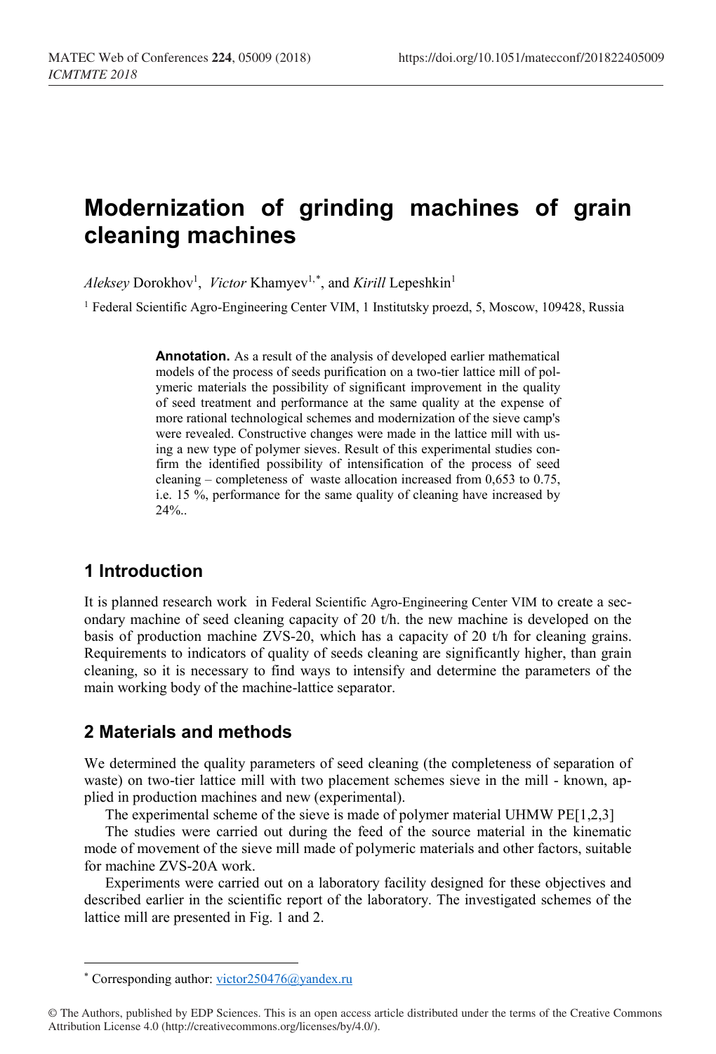# Modernization of grinding machines of grain cleaning machines

*Aleksey* Dorokhov[1], *Victor* Khamyev[1,*], and *Kirill* Lepeshkin[1]

[1] Federal Scientific Agro-Engineering Center VIM, 1 Institutsky proezd, 5, Moscow, 109428, Russia

**Annotation.** As a result of the analysis of developed earlier mathematical models of the process of seeds purification on a two-tier lattice mill of polymeric materials the possibility of significant improvement in the quality of seed treatment and performance at the same quality at the expense of more rational technological schemes and modernization of the sieve camp's were revealed. Constructive changes were made in the lattice mill with using a new type of polymer sieves. Result of this experimental studies confirm the identified possibility of intensification of the process of seed cleaning – completeness of waste allocation increased from 0,653 to 0.75, i.e. 15 %, performance for the same quality of cleaning have increased by 24%..

## 1 Introduction

It is planned research work in Federal Scientific Agro-Engineering Center VIM to create a secondary machine of seed cleaning capacity of 20 t/h. the new machine is developed on the basis of production machine ZVS-20, which has a capacity of 20 t/h for cleaning grains. Requirements to indicators of quality of seeds cleaning are significantly higher, than grain cleaning, so it is necessary to find ways to intensify and determine the parameters of the main working body of the machine-lattice separator.

## 2 Materials and methods

We determined the quality parameters of seed cleaning (the completeness of separation of waste) on two-tier lattice mill with two placement schemes sieve in the mill - known, applied in production machines and new (experimental).

The experimental scheme of the sieve is made of polymer material UHMW PE[1,2,3]

The studies were carried out during the feed of the source material in the kinematic mode of movement of the sieve mill made of polymeric materials and other factors, suitable for machine ZVS-20A work.

Experiments were carried out on a laboratory facility designed for these objectives and described earlier in the scientific report of the laboratory. The investigated schemes of the lattice mill are presented in Fig. 1 and 2.

* Corresponding author: victor250476@yandex.ru

© The Authors, published by EDP Sciences. This is an open access article distributed under the terms of the Creative Commons Attribution License 4.0 (http://creativecommons.org/licenses/by/4.0/).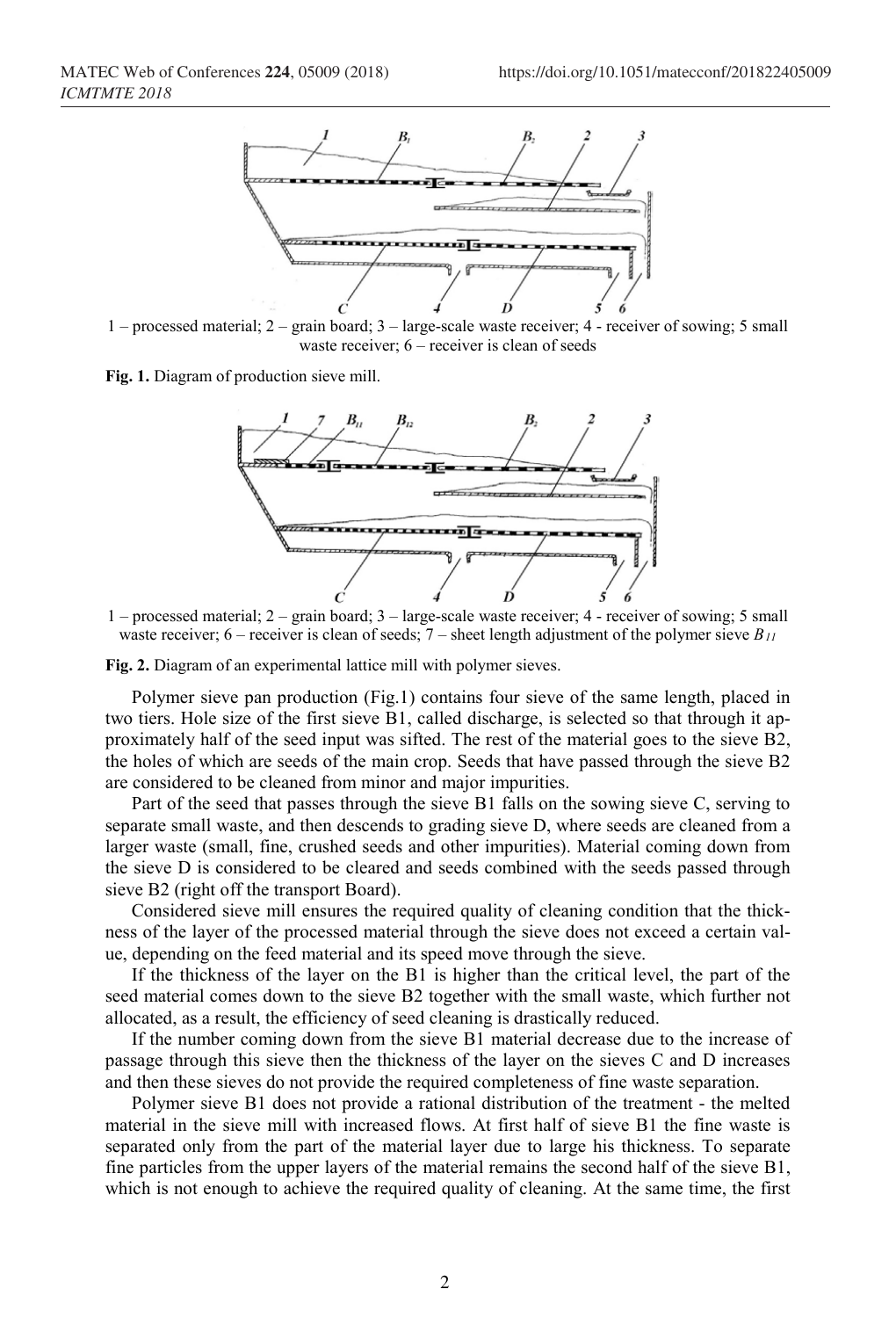1 – processed material; 2 – grain board; 3 – large-scale waste receiver; 4 - receiver of sowing; 5 small waste receiver; 6 – receiver is clean of seeds

**Fig. 1.** Diagram of production sieve mill.

1 – processed material; 2 – grain board; 3 – large-scale waste receiver; 4 - receiver of sowing; 5 small waste receiver; 6 – receiver is clean of seeds; 7 – sheet length adjustment of the polymer sieve $B_{11}$

**Fig. 2.** Diagram of an experimental lattice mill with polymer sieves.

Polymer sieve pan production (Fig.1) contains four sieve of the same length, placed in two tiers. Hole size of the first sieve B1, called discharge, is selected so that through it approximately half of the seed input was sifted. The rest of the material goes to the sieve B2, the holes of which are seeds of the main crop. Seeds that have passed through the sieve B2 are considered to be cleaned from minor and major impurities.

Part of the seed that passes through the sieve B1 falls on the sowing sieve C, serving to separate small waste, and then descends to grading sieve D, where seeds are cleaned from a larger waste (small, fine, crushed seeds and other impurities). Material coming down from the sieve D is considered to be cleared and seeds combined with the seeds passed through sieve B2 (right off the transport Board).

Considered sieve mill ensures the required quality of cleaning condition that the thickness of the layer of the processed material through the sieve does not exceed a certain value, depending on the feed material and its speed move through the sieve.

If the thickness of the layer on the B1 is higher than the critical level, the part of the seed material comes down to the sieve B2 together with the small waste, which further not allocated, as a result, the efficiency of seed cleaning is drastically reduced.

If the number coming down from the sieve B1 material decrease due to the increase of passage through this sieve then the thickness of the layer on the sieves C and D increases and then these sieves do not provide the required completeness of fine waste separation.

Polymer sieve B1 does not provide a rational distribution of the treatment - the melted material in the sieve mill with increased flows. At first half of sieve B1 the fine waste is separated only from the part of the material layer due to large his thickness. To separate fine particles from the upper layers of the material remains the second half of the sieve B1, which is not enough to achieve the required quality of cleaning. At the same time, the first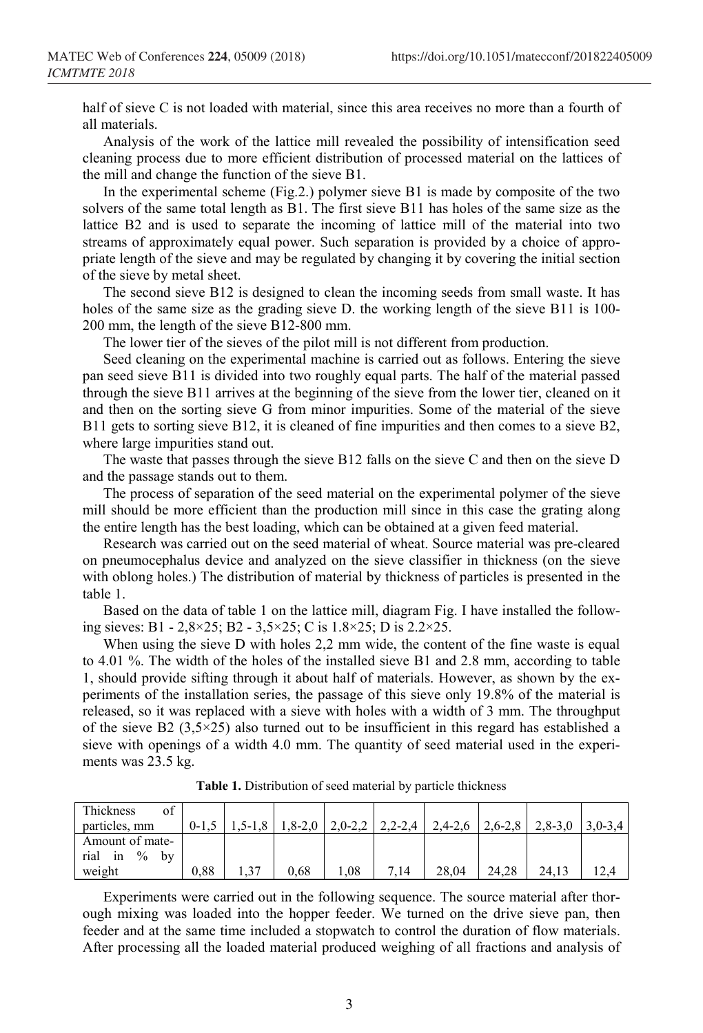half of sieve C is not loaded with material, since this area receives no more than a fourth of all materials.

Analysis of the work of the lattice mill revealed the possibility of intensification seed cleaning process due to more efficient distribution of processed material on the lattices of the mill and change the function of the sieve B1.

In the experimental scheme (Fig.2.) polymer sieve B1 is made by composite of the two solvers of the same total length as B1. The first sieve B11 has holes of the same size as the lattice B2 and is used to separate the incoming of lattice mill of the material into two streams of approximately equal power. Such separation is provided by a choice of appropriate length of the sieve and may be regulated by changing it by covering the initial section of the sieve by metal sheet.

The second sieve B12 is designed to clean the incoming seeds from small waste. It has holes of the same size as the grading sieve D. the working length of the sieve B11 is 100-200 mm, the length of the sieve B12-800 mm.

The lower tier of the sieves of the pilot mill is not different from production.

Seed cleaning on the experimental machine is carried out as follows. Entering the sieve pan seed sieve B11 is divided into two roughly equal parts. The half of the material passed through the sieve B11 arrives at the beginning of the sieve from the lower tier, cleaned on it and then on the sorting sieve G from minor impurities. Some of the material of the sieve B11 gets to sorting sieve B12, it is cleaned of fine impurities and then comes to a sieve B2, where large impurities stand out.

The waste that passes through the sieve B12 falls on the sieve C and then on the sieve D and the passage stands out to them.

The process of separation of the seed material on the experimental polymer of the sieve mill should be more efficient than the production mill since in this case the grating along the entire length has the best loading, which can be obtained at a given feed material.

Research was carried out on the seed material of wheat. Source material was pre-cleared on pneumocephalus device and analyzed on the sieve classifier in thickness (on the sieve with oblong holes.) The distribution of material by thickness of particles is presented in the table 1.

Based on the data of table 1 on the lattice mill, diagram Fig. I have installed the following sieves: B1 - 2,8×25; B2 - 3,5×25; C is 1.8×25; D is 2.2×25.

When using the sieve D with holes 2,2 mm wide, the content of the fine waste is equal to 4.01 %. The width of the holes of the installed sieve B1 and 2.8 mm, according to table 1, should provide sifting through it about half of materials. However, as shown by the experiments of the installation series, the passage of this sieve only 19.8% of the material is released, so it was replaced with a sieve with holes with a width of 3 mm. The throughput of the sieve B2 (3,5×25) also turned out to be insufficient in this regard has established a sieve with openings of a width 4.0 mm. The quantity of seed material used in the experiments was 23.5 kg.

**Table 1.** Distribution of seed material by particle thickness

| Thickness of particles, mm | 0-1,5 | 1,5-1,8 | 1,8-2,0 | 2,0-2,2 | 2,2-2,4 | 2,4-2,6 | 2,6-2,8 | 2,8-3,0 | 3,0-3,4 |
|---|---|---|---|---|---|---|---|---|---|
| Amount of material in % by weight | 0,88 | 1,37 | 0,68 | 1,08 | 7,14 | 28,04 | 24,28 | 24,13 | 12,4 |

Experiments were carried out in the following sequence. The source material after thorough mixing was loaded into the hopper feeder. We turned on the drive sieve pan, then feeder and at the same time included a stopwatch to control the duration of flow materials. After processing all the loaded material produced weighing of all fractions and analysis of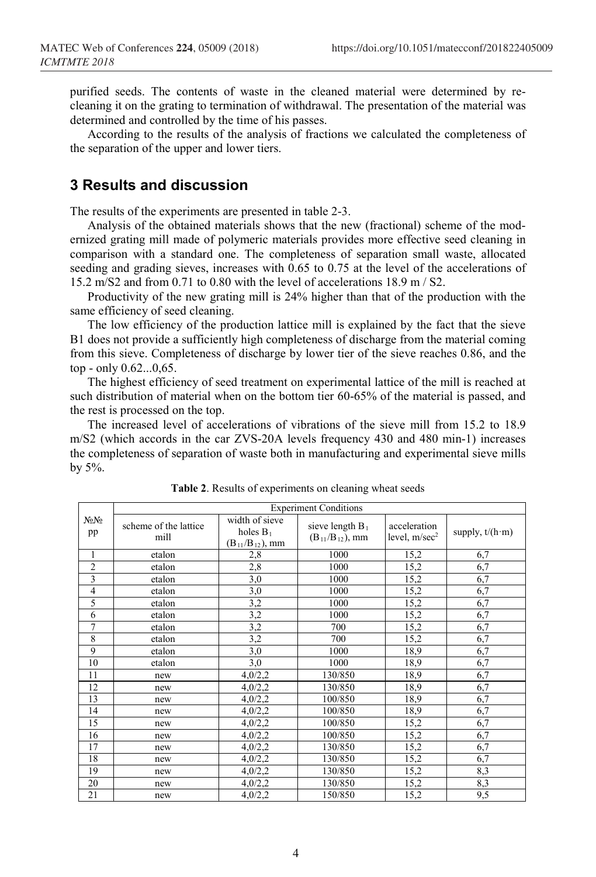purified seeds. The contents of waste in the cleaned material were determined by re-cleaning it on the grating to termination of withdrawal. The presentation of the material was determined and controlled by the time of his passes.

According to the results of the analysis of fractions we calculated the completeness of the separation of the upper and lower tiers.

## 3 Results and discussion

The results of the experiments are presented in table 2-3.

Analysis of the obtained materials shows that the new (fractional) scheme of the modernized grating mill made of polymeric materials provides more effective seed cleaning in comparison with a standard one. The completeness of separation small waste, allocated seeding and grading sieves, increases with 0.65 to 0.75 at the level of the accelerations of 15.2 m/S2 and from 0.71 to 0.80 with the level of accelerations 18.9 m / S2.

Productivity of the new grating mill is 24% higher than that of the production with the same efficiency of seed cleaning.

The low efficiency of the production lattice mill is explained by the fact that the sieve B1 does not provide a sufficiently high completeness of discharge from the material coming from this sieve. Completeness of discharge by lower tier of the sieve reaches 0.86, and the top - only 0.62...0,65.

The highest efficiency of seed treatment on experimental lattice of the mill is reached at such distribution of material when on the bottom tier 60-65% of the material is passed, and the rest is processed on the top.

The increased level of accelerations of vibrations of the sieve mill from 15.2 to 18.9 m/S2 (which accords in the car ZVS-20A levels frequency 430 and 480 min-1) increases the completeness of separation of waste both in manufacturing and experimental sieve mills by 5%.

**Table 2**. Results of experiments on cleaning wheat seeds

| №№ pp | Experiment Conditions | | | | |
|---|---|---|---|---|---|
| | scheme of the lattice mill | width of sieve holes $B_1$ ($B_{11}/B_{12}$), mm | sieve length $B_1$ ($B_{11}/B_{12}$), mm | acceleration level, m/sec$^2$ | supply, t/(h·m) |
| 1 | etalon | 2,8 | 1000 | 15,2 | 6,7 |
| 2 | etalon | 2,8 | 1000 | 15,2 | 6,7 |
| 3 | etalon | 3,0 | 1000 | 15,2 | 6,7 |
| 4 | etalon | 3,0 | 1000 | 15,2 | 6,7 |
| 5 | etalon | 3,2 | 1000 | 15,2 | 6,7 |
| 6 | etalon | 3,2 | 1000 | 15,2 | 6,7 |
| 7 | etalon | 3,2 | 700 | 15,2 | 6,7 |
| 8 | etalon | 3,2 | 700 | 15,2 | 6,7 |
| 9 | etalon | 3,0 | 1000 | 18,9 | 6,7 |
| 10 | etalon | 3,0 | 1000 | 18,9 | 6,7 |
| 11 | new | 4,0/2,2 | 130/850 | 18,9 | 6,7 |
| 12 | new | 4,0/2,2 | 130/850 | 18,9 | 6,7 |
| 13 | new | 4,0/2,2 | 100/850 | 18,9 | 6,7 |
| 14 | new | 4,0/2,2 | 100/850 | 18,9 | 6,7 |
| 15 | new | 4,0/2,2 | 100/850 | 15,2 | 6,7 |
| 16 | new | 4,0/2,2 | 100/850 | 15,2 | 6,7 |
| 17 | new | 4,0/2,2 | 130/850 | 15,2 | 6,7 |
| 18 | new | 4,0/2,2 | 130/850 | 15,2 | 6,7 |
| 19 | new | 4,0/2,2 | 130/850 | 15,2 | 8,3 |
| 20 | new | 4,0/2,2 | 130/850 | 15,2 | 8,3 |
| 21 | new | 4,0/2,2 | 150/850 | 15,2 | 9,5 |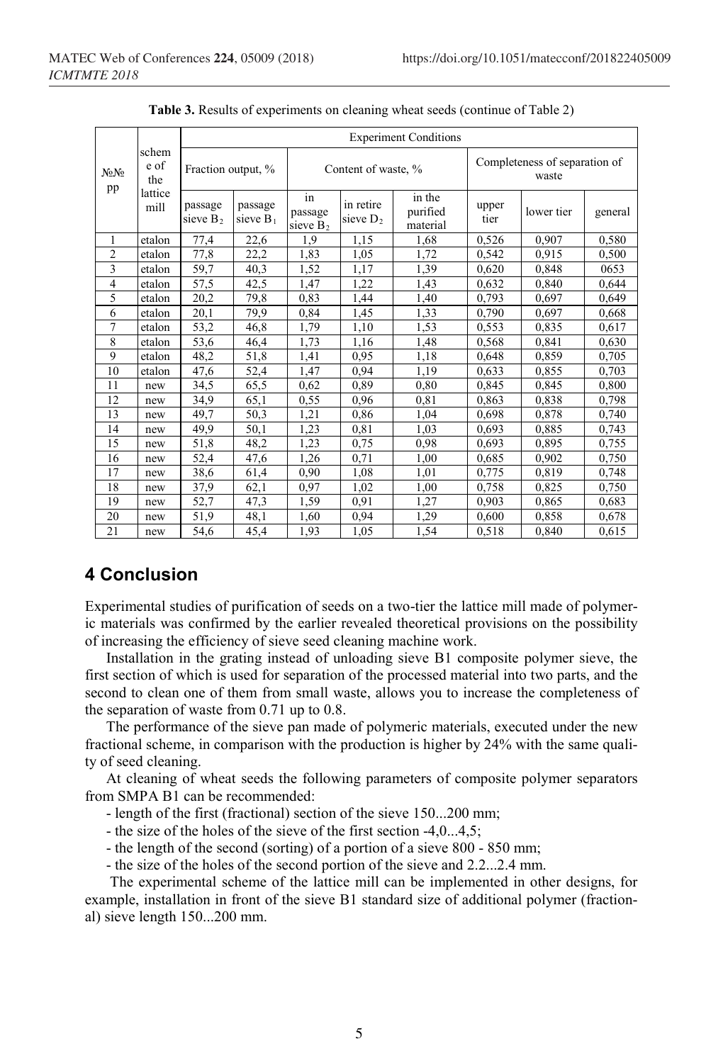**Table 3.** Results of experiments on cleaning wheat seeds (continue of Table 2)

| №№ pp | scheme of the lattice mill | Experiment Conditions | | | | | | | |
|---|---|---|---|---|---|---|---|---|---|
| | | Fraction output, % | | Content of waste, % | | | Completeness of separation of waste | | |
| | | passage sieve $B_2$ | passage sieve $B_1$ | in passage sieve $B_2$ | in retire sieve $D_2$ | in the purified material | upper tier | lower tier | general |
| 1 | etalon | 77,4 | 22,6 | 1,9 | 1,15 | 1,68 | 0,526 | 0,907 | 0,580 |
| 2 | etalon | 77,8 | 22,2 | 1,83 | 1,05 | 1,72 | 0,542 | 0,915 | 0,500 |
| 3 | etalon | 59,7 | 40,3 | 1,52 | 1,17 | 1,39 | 0,620 | 0,848 | 0653 |
| 4 | etalon | 57,5 | 42,5 | 1,47 | 1,22 | 1,43 | 0,632 | 0,840 | 0,644 |
| 5 | etalon | 20,2 | 79,8 | 0,83 | 1,44 | 1,40 | 0,793 | 0,697 | 0,649 |
| 6 | etalon | 20,1 | 79,9 | 0,84 | 1,45 | 1,33 | 0,790 | 0,697 | 0,668 |
| 7 | etalon | 53,2 | 46,8 | 1,79 | 1,10 | 1,53 | 0,553 | 0,835 | 0,617 |
| 8 | etalon | 53,6 | 46,4 | 1,73 | 1,16 | 1,48 | 0,568 | 0,841 | 0,630 |
| 9 | etalon | 48,2 | 51,8 | 1,41 | 0,95 | 1,18 | 0,648 | 0,859 | 0,705 |
| 10 | etalon | 47,6 | 52,4 | 1,47 | 0,94 | 1,19 | 0,633 | 0,855 | 0,703 |
| 11 | new | 34,5 | 65,5 | 0,62 | 0,89 | 0,80 | 0,845 | 0,845 | 0,800 |
| 12 | new | 34,9 | 65,1 | 0,55 | 0,96 | 0,81 | 0,863 | 0,838 | 0,798 |
| 13 | new | 49,7 | 50,3 | 1,21 | 0,86 | 1,04 | 0,698 | 0,878 | 0,740 |
| 14 | new | 49,9 | 50,1 | 1,23 | 0,81 | 1,03 | 0,693 | 0,885 | 0,743 |
| 15 | new | 51,8 | 48,2 | 1,23 | 0,75 | 0,98 | 0,693 | 0,895 | 0,755 |
| 16 | new | 52,4 | 47,6 | 1,26 | 0,71 | 1,00 | 0,685 | 0,902 | 0,750 |
| 17 | new | 38,6 | 61,4 | 0,90 | 1,08 | 1,01 | 0,775 | 0,819 | 0,748 |
| 18 | new | 37,9 | 62,1 | 0,97 | 1,02 | 1,00 | 0,758 | 0,825 | 0,750 |
| 19 | new | 52,7 | 47,3 | 1,59 | 0,91 | 1,27 | 0,903 | 0,865 | 0,683 |
| 20 | new | 51,9 | 48,1 | 1,60 | 0,94 | 1,29 | 0,600 | 0,858 | 0,678 |
| 21 | new | 54,6 | 45,4 | 1,93 | 1,05 | 1,54 | 0,518 | 0,840 | 0,615 |

## 4 Conclusion

Experimental studies of purification of seeds on a two-tier the lattice mill made of polymeric materials was confirmed by the earlier revealed theoretical provisions on the possibility of increasing the efficiency of sieve seed cleaning machine work.

Installation in the grating instead of unloading sieve B1 composite polymer sieve, the first section of which is used for separation of the processed material into two parts, and the second to clean one of them from small waste, allows you to increase the completeness of the separation of waste from 0.71 up to 0.8.

The performance of the sieve pan made of polymeric materials, executed under the new fractional scheme, in comparison with the production is higher by 24% with the same quality of seed cleaning.

At cleaning of wheat seeds the following parameters of composite polymer separators from SMPA B1 can be recommended:

- length of the first (fractional) section of the sieve 150...200 mm;
- the size of the holes of the sieve of the first section -4,0...4,5;
- the length of the second (sorting) of a portion of a sieve 800 - 850 mm;
- the size of the holes of the second portion of the sieve and 2.2...2.4 mm.

The experimental scheme of the lattice mill can be implemented in other designs, for example, installation in front of the sieve B1 standard size of additional polymer (fractional) sieve length 150...200 mm.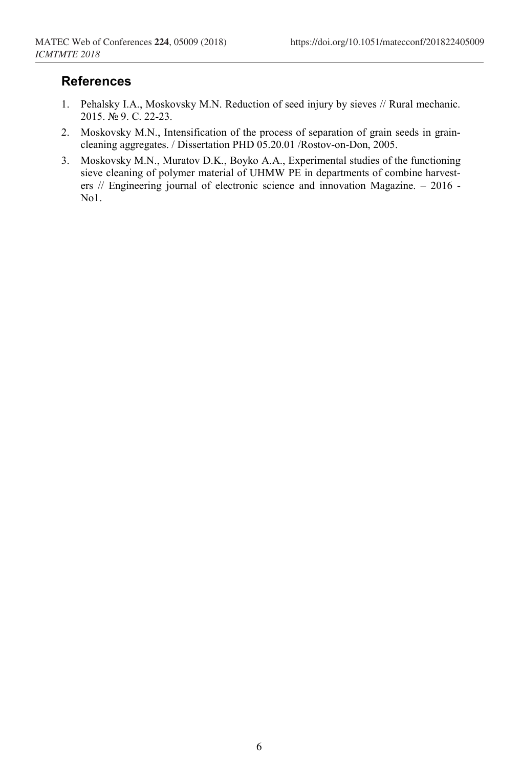## References

1. Pehalsky I.A., Moskovsky M.N. Reduction of seed injury by sieves // Rural mechanic. 2015. № 9. C. 22-23.
2. Moskovsky M.N., Intensification of the process of separation of grain seeds in grain-cleaning aggregates. / Dissertation PHD 05.20.01 /Rostov-on-Don, 2005.
3. Moskovsky M.N., Muratov D.K., Boyko A.A., Experimental studies of the functioning sieve cleaning of polymer material of UHMW PE in departments of combine harvesters // Engineering journal of electronic science and innovation Magazine. – 2016 - No1.